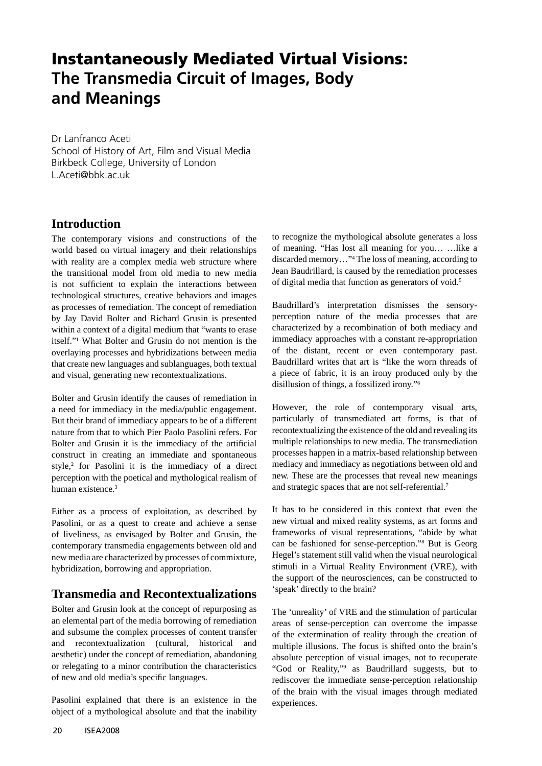# Instantaneously Mediated Virtual Visions: The Transmedia Circuit of Images, Body and Meanings

Dr Lanfranco Aceti
School of History of Art, Film and Visual Media
Birkbeck College, University of London
L.Aceti@bbk.ac.uk

## Introduction

The contemporary visions and constructions of the world based on virtual imagery and their relationships with reality are a complex media web structure where the transitional model from old media to new media is not sufficient to explain the interactions between technological structures, creative behaviors and images as processes of remediation. The concept of remediation by Jay David Bolter and Richard Grusin is presented within a context of a digital medium that "wants to erase itself."[1] What Bolter and Grusin do not mention is the overlaying processes and hybridizations between media that create new languages and sublanguages, both textual and visual, generating new recontextualizations.

Bolter and Grusin identify the causes of remediation in a need for immediacy in the media/public engagement. But their brand of immediacy appears to be of a different nature from that to which Pier Paolo Pasolini refers. For Bolter and Grusin it is the immediacy of the artificial construct in creating an immediate and spontaneous style,[2] for Pasolini it is the immediacy of a direct perception with the poetical and mythological realism of human existence.[3]

Either as a process of exploitation, as described by Pasolini, or as a quest to create and achieve a sense of liveliness, as envisaged by Bolter and Grusin, the contemporary transmedia engagements between old and new media are characterized by processes of commixture, hybridization, borrowing and appropriation.

## Transmedia and Recontextualizations

Bolter and Grusin look at the concept of repurposing as an elemental part of the media borrowing of remediation and subsume the complex processes of content transfer and recontextualization (cultural, historical and aesthetic) under the concept of remediation, abandoning or relegating to a minor contribution the characteristics of new and old media's specific languages.

Pasolini explained that there is an existence in the object of a mythological absolute and that the inability to recognize the mythological absolute generates a loss of meaning. "Has lost all meaning for you… …like a discarded memory…"[4] The loss of meaning, according to Jean Baudrillard, is caused by the remediation processes of digital media that function as generators of void.[5]

Baudrillard's interpretation dismisses the sensory-perception nature of the media processes that are characterized by a recombination of both mediacy and immediacy approaches with a constant re-appropriation of the distant, recent or even contemporary past. Baudrillard writes that art is "like the worn threads of a piece of fabric, it is an irony produced only by the disillusion of things, a fossilized irony."[6]

However, the role of contemporary visual arts, particularly of transmediated art forms, is that of recontextualizing the existence of the old and revealing its multiple relationships to new media. The transmediation processes happen in a matrix-based relationship between mediacy and immediacy as negotiations between old and new. These are the processes that reveal new meanings and strategic spaces that are not self-referential.[7]

It has to be considered in this context that even the new virtual and mixed reality systems, as art forms and frameworks of visual representations, "abide by what can be fashioned for sense-perception."[8] But is Georg Hegel's statement still valid when the visual neurological stimuli in a Virtual Reality Environment (VRE), with the support of the neurosciences, can be constructed to 'speak' directly to the brain?

The 'unreality' of VRE and the stimulation of particular areas of sense-perception can overcome the impasse of the extermination of reality through the creation of multiple illusions. The focus is shifted onto the brain's absolute perception of visual images, not to recuperate "God or Reality,"[9] as Baudrillard suggests, but to rediscover the immediate sense-perception relationship of the brain with the visual images through mediated experiences.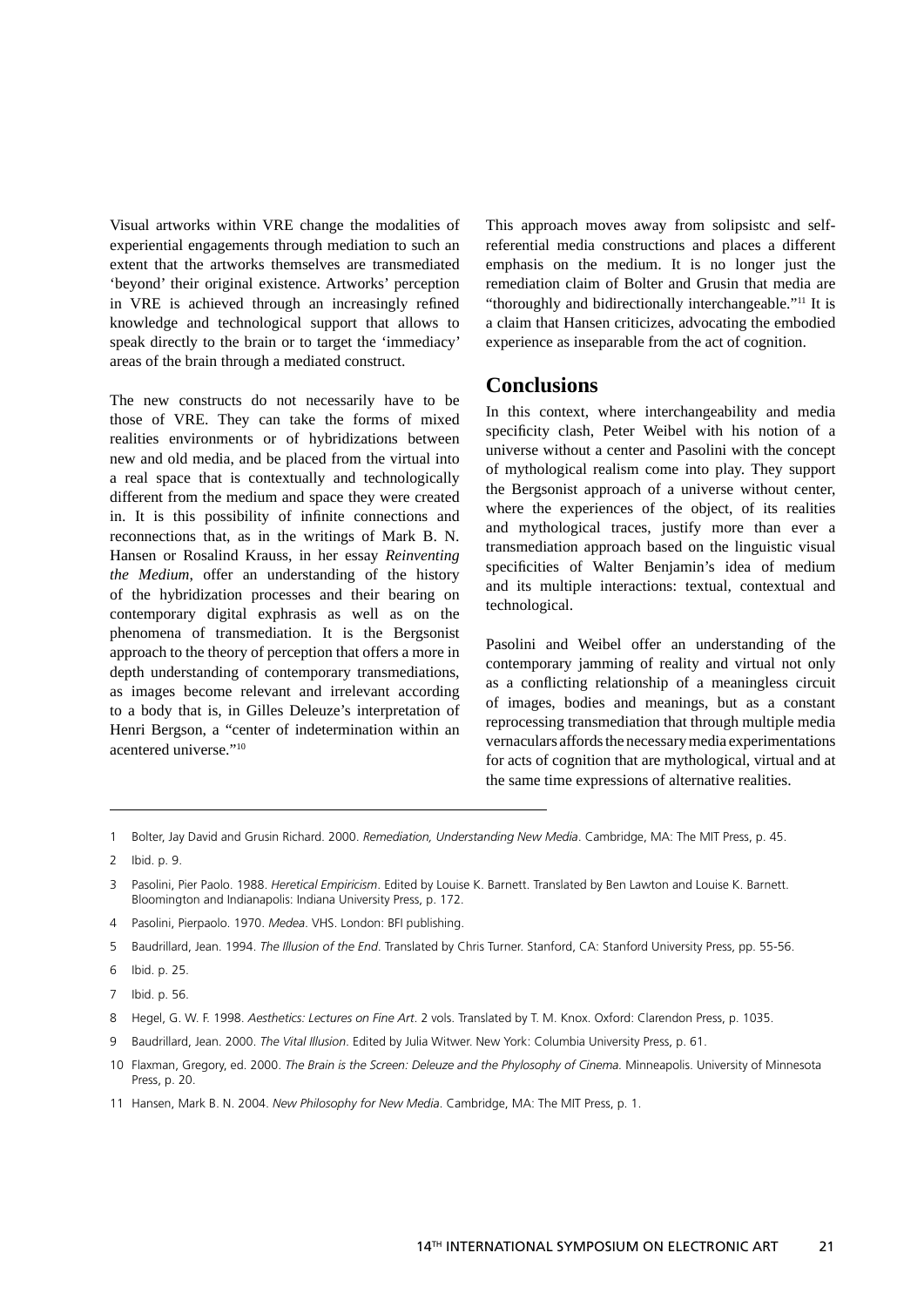Visual artworks within VRE change the modalities of experiential engagements through mediation to such an extent that the artworks themselves are transmediated 'beyond' their original existence. Artworks' perception in VRE is achieved through an increasingly refined knowledge and technological support that allows to speak directly to the brain or to target the 'immediacy' areas of the brain through a mediated construct.

The new constructs do not necessarily have to be those of VRE. They can take the forms of mixed realities environments or of hybridizations between new and old media, and be placed from the virtual into a real space that is contextually and technologically different from the medium and space they were created in. It is this possibility of infinite connections and reconnections that, as in the writings of Mark B. N. Hansen or Rosalind Krauss, in her essay *Reinventing the Medium*, offer an understanding of the history of the hybridization processes and their bearing on contemporary digital exphrasis as well as on the phenomena of transmediation. It is the Bergsonist approach to the theory of perception that offers a more in depth understanding of contemporary transmediations, as images become relevant and irrelevant according to a body that is, in Gilles Deleuze's interpretation of Henri Bergson, a "center of indetermination within an acentered universe."[10]

This approach moves away from solipsistc and self-referential media constructions and places a different emphasis on the medium. It is no longer just the remediation claim of Bolter and Grusin that media are "thoroughly and bidirectionally interchangeable."[11] It is a claim that Hansen criticizes, advocating the embodied experience as inseparable from the act of cognition.

## Conclusions

In this context, where interchangeability and media specificity clash, Peter Weibel with his notion of a universe without a center and Pasolini with the concept of mythological realism come into play. They support the Bergsonist approach of a universe without center, where the experiences of the object, of its realities and mythological traces, justify more than ever a transmediation approach based on the linguistic visual specificities of Walter Benjamin's idea of medium and its multiple interactions: textual, contextual and technological.

Pasolini and Weibel offer an understanding of the contemporary jamming of reality and virtual not only as a conflicting relationship of a meaningless circuit of images, bodies and meanings, but as a constant reprocessing transmediation that through multiple media vernaculars affords the necessary media experimentations for acts of cognition that are mythological, virtual and at the same time expressions of alternative realities.

---

1 Bolter, Jay David and Grusin Richard. 2000. *Remediation, Understanding New Media*. Cambridge, MA: The MIT Press, p. 45.

2 Ibid. p. 9.

3 Pasolini, Pier Paolo. 1988. *Heretical Empiricism*. Edited by Louise K. Barnett. Translated by Ben Lawton and Louise K. Barnett. Bloomington and Indianapolis: Indiana University Press, p. 172.

4 Pasolini, Pierpaolo. 1970. *Medea*. VHS. London: BFI publishing.

5 Baudrillard, Jean. 1994. *The Illusion of the End*. Translated by Chris Turner. Stanford, CA: Stanford University Press, pp. 55-56.

6 Ibid. p. 25.

7 Ibid. p. 56.

8 Hegel, G. W. F. 1998. *Aesthetics: Lectures on Fine Art*. 2 vols. Translated by T. M. Knox. Oxford: Clarendon Press, p. 1035.

9 Baudrillard, Jean. 2000. *The Vital Illusion*. Edited by Julia Witwer. New York: Columbia University Press, p. 61.

10 Flaxman, Gregory, ed. 2000. *The Brain is the Screen: Deleuze and the Phylosophy of Cinema.* Minneapolis. University of Minnesota Press, p. 20.

11 Hansen, Mark B. N. 2004. *New Philosophy for New Media*. Cambridge, MA: The MIT Press, p. 1.